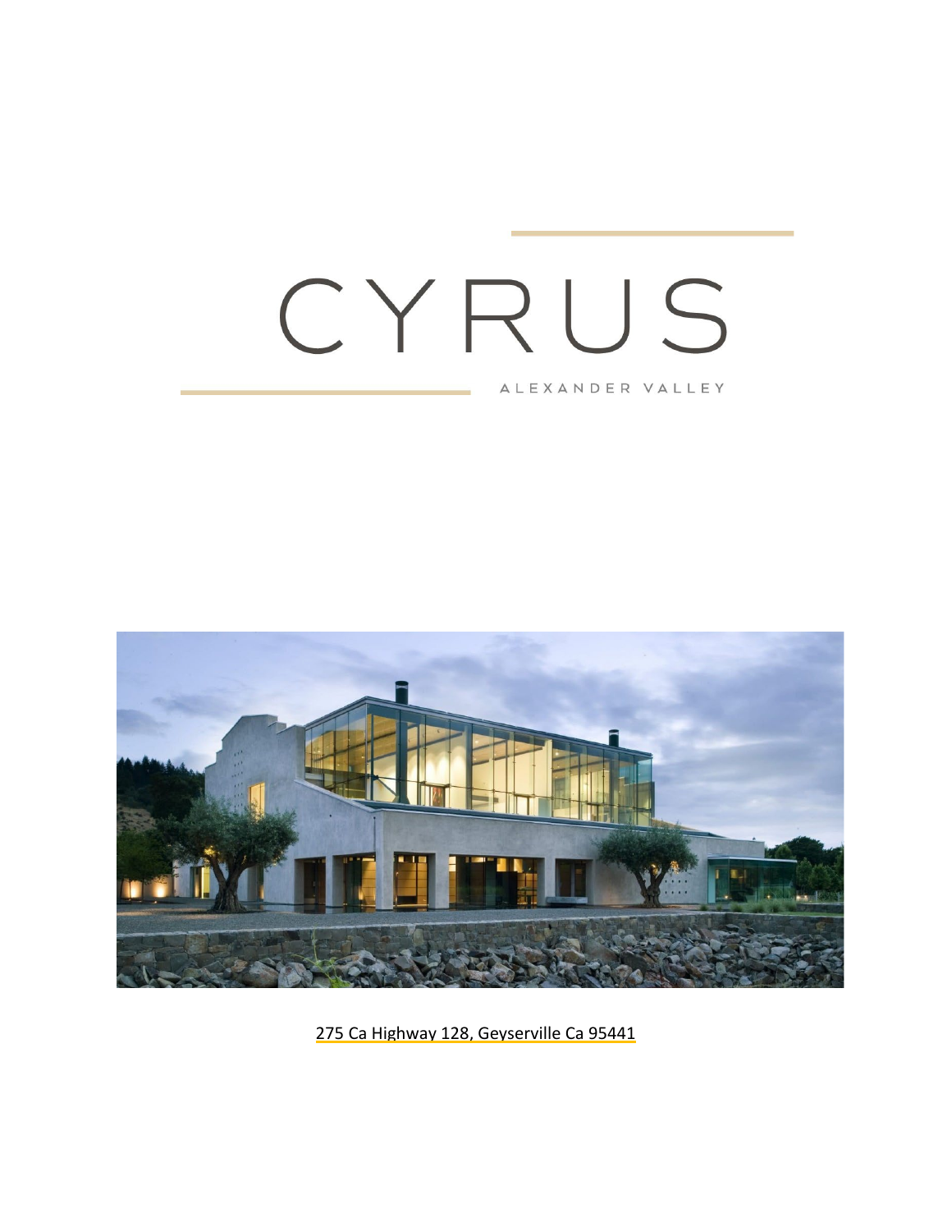# CYRUS

ALEXANDER VALLEY

275 Ca Highway 128, Geyserville Ca 95441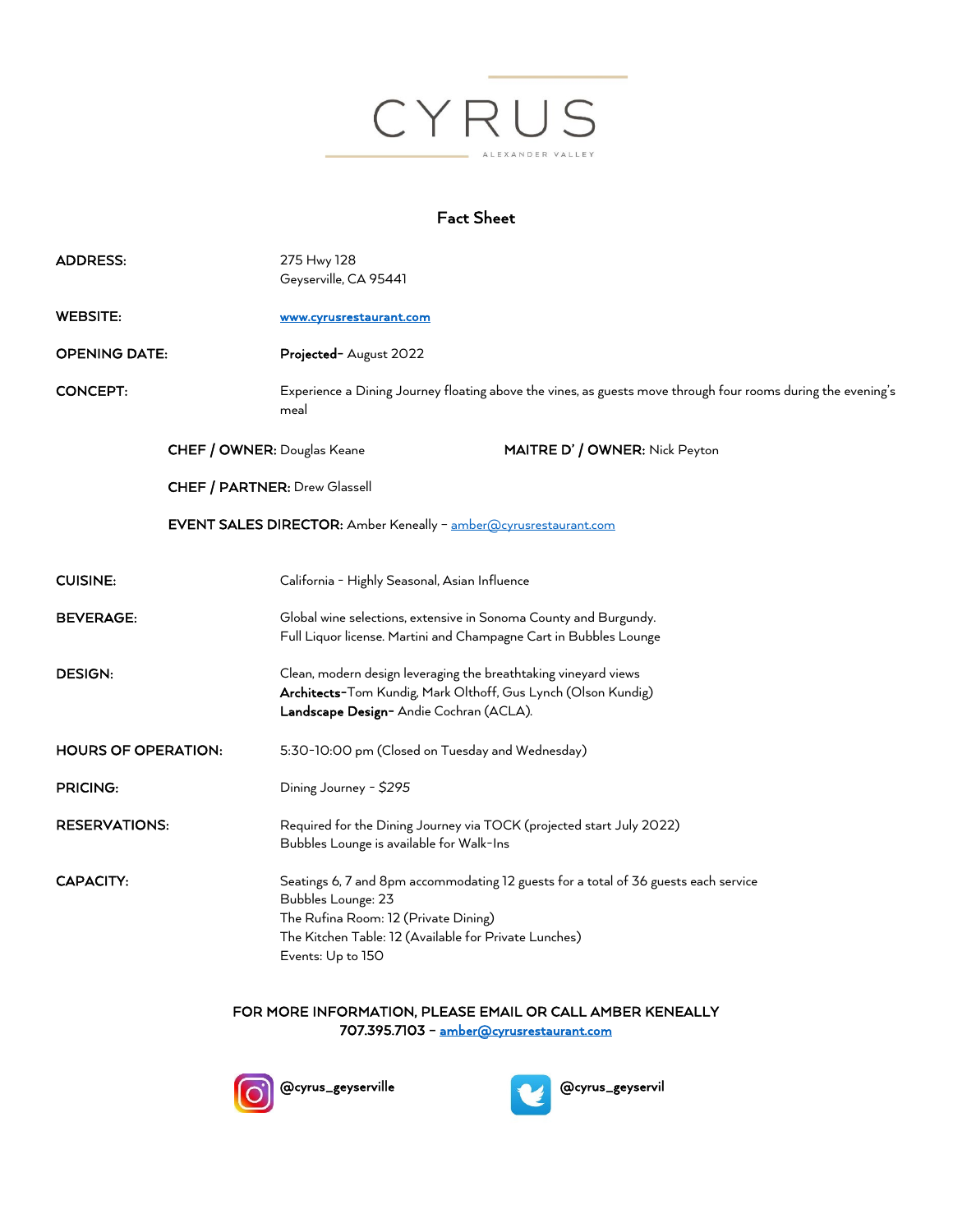# CYRUS

ALEXANDER VALLEY

## Fact Sheet

**ADDRESS:** 275 Hwy 128
Geyserville, CA 95441

**WEBSITE:** [www.cyrusrestaurant.com](http://www.cyrusrestaurant.com)

**OPENING DATE:** **Projected**- August 2022

**CONCEPT:** Experience a Dining Journey floating above the vines, as guests move through four rooms during the evening's meal

**CHEF / OWNER:** Douglas Keane

**MAITRE D' / OWNER:** Nick Peyton

**CHEF / PARTNER:** Drew Glassell

**EVENT SALES DIRECTOR:** Amber Keneally – amber@cyrusrestaurant.com

**CUISINE:** California - Highly Seasonal, Asian Influence

**BEVERAGE:** Global wine selections, extensive in Sonoma County and Burgundy.
Full Liquor license. Martini and Champagne Cart in Bubbles Lounge

**DESIGN:** Clean, modern design leveraging the breathtaking vineyard views
**Architects**-Tom Kundig, Mark Olthoff, Gus Lynch (Olson Kundig)
**Landscape Design**- Andie Cochran (ACLA).

**HOURS OF OPERATION:** 5:30-10:00 pm (Closed on Tuesday and Wednesday)

**PRICING:** Dining Journey - $295

**RESERVATIONS:** Required for the Dining Journey via TOCK (projected start July 2022)
Bubbles Lounge is available for Walk-Ins

**CAPACITY:** Seatings 6, 7 and 8pm accommodating 12 guests for a total of 36 guests each service
Bubbles Lounge: 23
The Rufina Room: 12 (Private Dining)
The Kitchen Table: 12 (Available for Private Lunches)
Events: Up to 150

**FOR MORE INFORMATION, PLEASE EMAIL OR CALL AMBER KENEALLY**
**707.395.7103 – amber@cyrusrestaurant.com**

**@cyrus_geyserville**

**@cyrus_geyservil**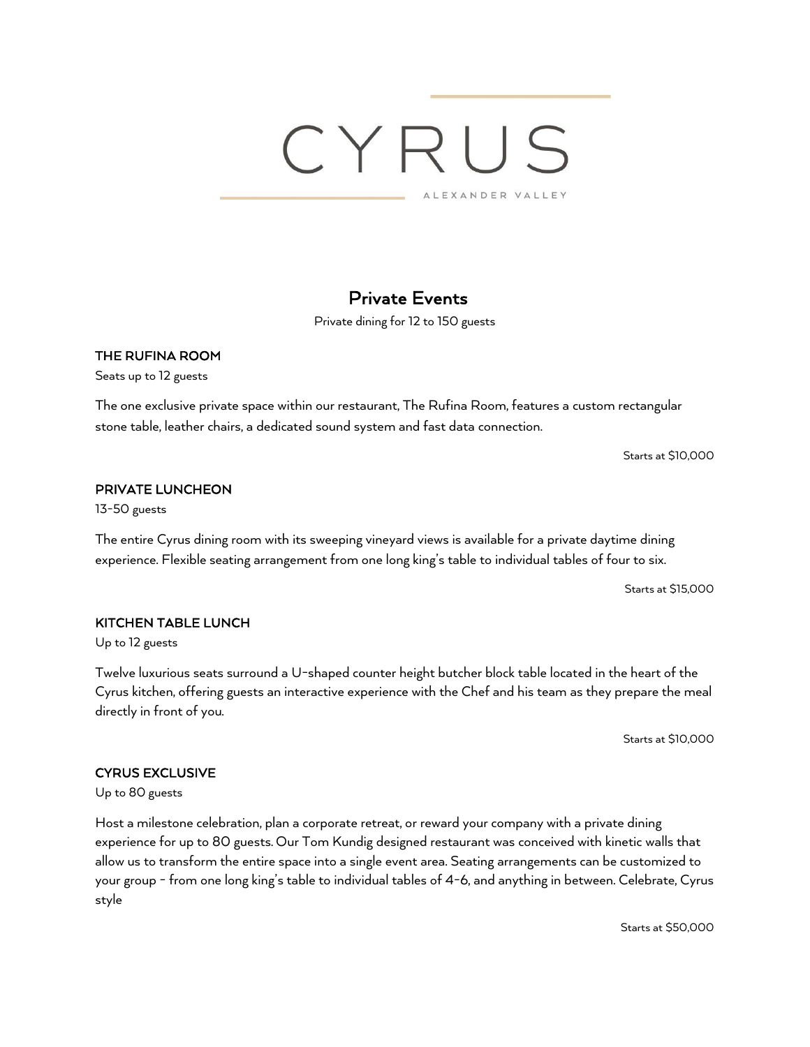# CYRUS

ALEXANDER VALLEY

## Private Events

Private dining for 12 to 150 guests

### THE RUFINA ROOM

Seats up to 12 guests

The one exclusive private space within our restaurant, The Rufina Room, features a custom rectangular stone table, leather chairs, a dedicated sound system and fast data connection.

Starts at $10,000

### PRIVATE LUNCHEON

13-50 guests

The entire Cyrus dining room with its sweeping vineyard views is available for a private daytime dining experience. Flexible seating arrangement from one long king's table to individual tables of four to six.

Starts at $15,000

### KITCHEN TABLE LUNCH

Up to 12 guests

Twelve luxurious seats surround a U-shaped counter height butcher block table located in the heart of the Cyrus kitchen, offering guests an interactive experience with the Chef and his team as they prepare the meal directly in front of you.

Starts at $10,000

### CYRUS EXCLUSIVE

Up to 80 guests

Host a milestone celebration, plan a corporate retreat, or reward your company with a private dining experience for up to 80 guests. Our Tom Kundig designed restaurant was conceived with kinetic walls that allow us to transform the entire space into a single event area. Seating arrangements can be customized to your group - from one long king's table to individual tables of 4-6, and anything in between. Celebrate, Cyrus style

Starts at $50,000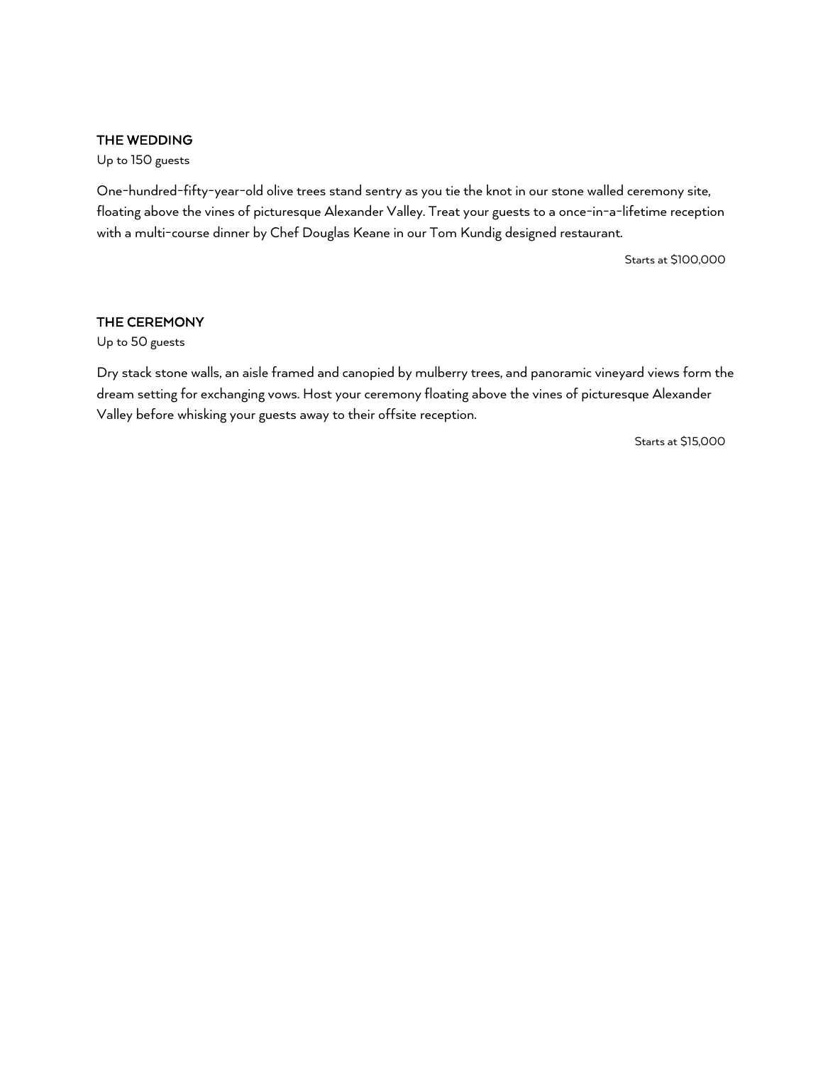## THE WEDDING

Up to 150 guests

One-hundred-fifty-year-old olive trees stand sentry as you tie the knot in our stone walled ceremony site, floating above the vines of picturesque Alexander Valley. Treat your guests to a once-in-a-lifetime reception with a multi-course dinner by Chef Douglas Keane in our Tom Kundig designed restaurant.

Starts at $100,000

## THE CEREMONY

Up to 50 guests

Dry stack stone walls, an aisle framed and canopied by mulberry trees, and panoramic vineyard views form the dream setting for exchanging vows. Host your ceremony floating above the vines of picturesque Alexander Valley before whisking your guests away to their offsite reception.

Starts at $15,000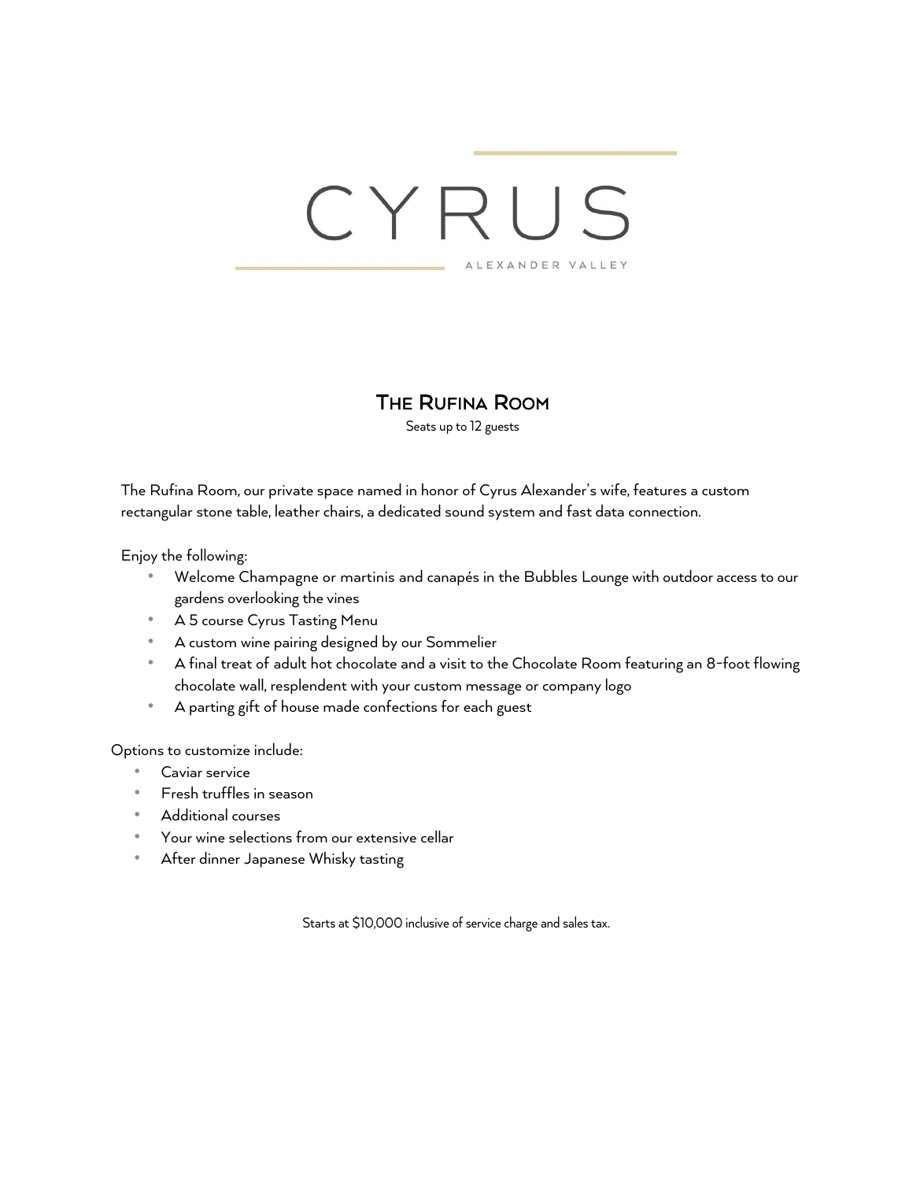# CYRUS

ALEXANDER VALLEY

## The Rufina Room

Seats up to 12 guests

The Rufina Room, our private space named in honor of Cyrus Alexander's wife, features a custom rectangular stone table, leather chairs, a dedicated sound system and fast data connection.

Enjoy the following:

- Welcome Champagne or martinis and canapés in the Bubbles Lounge with outdoor access to our gardens overlooking the vines
- A 5 course Cyrus Tasting Menu
- A custom wine pairing designed by our Sommelier
- A final treat of adult hot chocolate and a visit to the Chocolate Room featuring an 8-foot flowing chocolate wall, resplendent with your custom message or company logo
- A parting gift of house made confections for each guest

Options to customize include:

- Caviar service
- Fresh truffles in season
- Additional courses
- Your wine selections from our extensive cellar
- After dinner Japanese Whisky tasting

Starts at $10,000 inclusive of service charge and sales tax.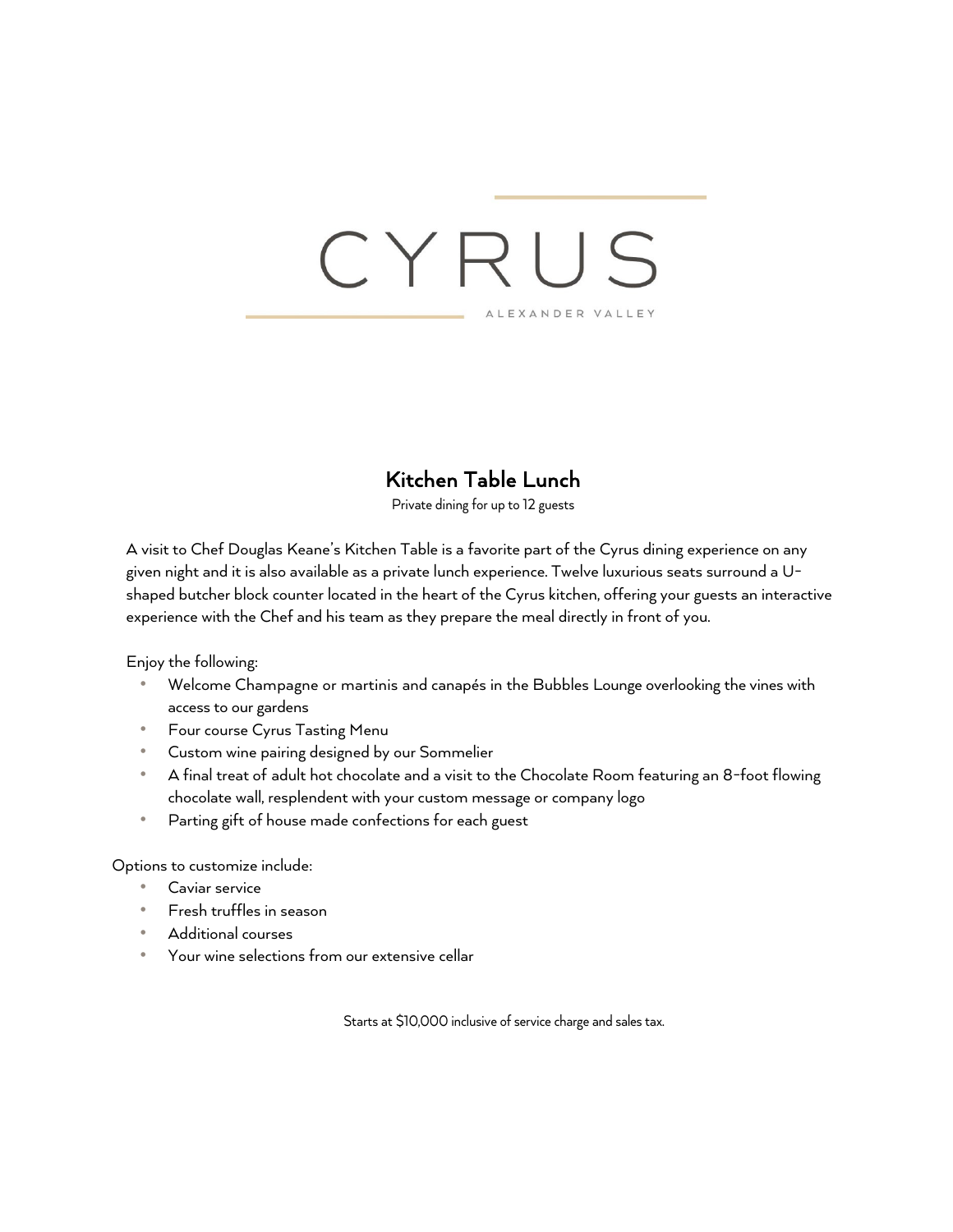CYRUS

ALEXANDER VALLEY

## Kitchen Table Lunch

Private dining for up to 12 guests

A visit to Chef Douglas Keane's Kitchen Table is a favorite part of the Cyrus dining experience on any given night and it is also available as a private lunch experience. Twelve luxurious seats surround a U-shaped butcher block counter located in the heart of the Cyrus kitchen, offering your guests an interactive experience with the Chef and his team as they prepare the meal directly in front of you.

Enjoy the following:

- Welcome Champagne or martinis and canapés in the Bubbles Lounge overlooking the vines with access to our gardens
- Four course Cyrus Tasting Menu
- Custom wine pairing designed by our Sommelier
- A final treat of adult hot chocolate and a visit to the Chocolate Room featuring an 8-foot flowing chocolate wall, resplendent with your custom message or company logo
- Parting gift of house made confections for each guest

Options to customize include:

- Caviar service
- Fresh truffles in season
- Additional courses
- Your wine selections from our extensive cellar

Starts at $10,000 inclusive of service charge and sales tax.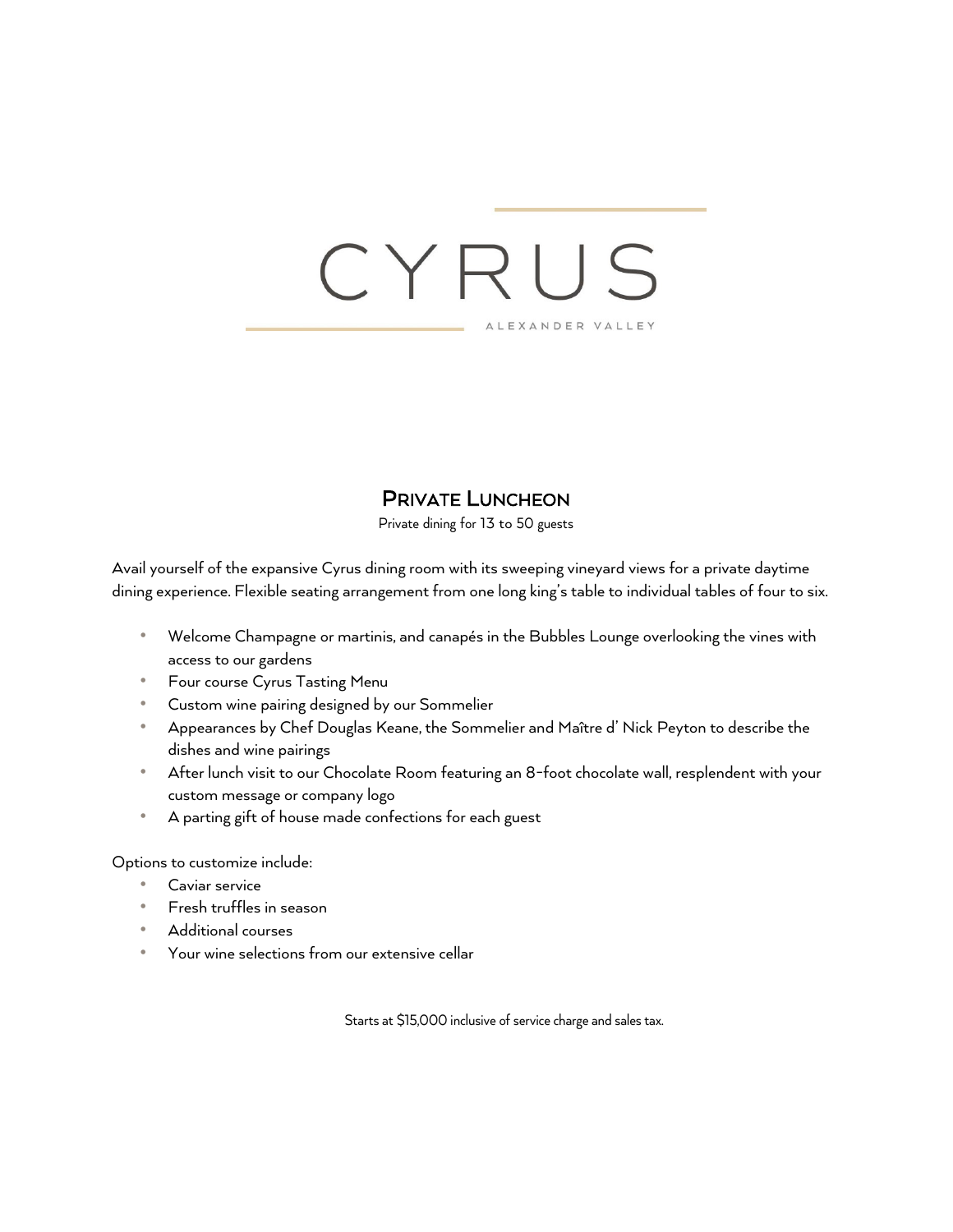# CYRUS

ALEXANDER VALLEY

## Private Luncheon

Private dining for 13 to 50 guests

Avail yourself of the expansive Cyrus dining room with its sweeping vineyard views for a private daytime dining experience. Flexible seating arrangement from one long king's table to individual tables of four to six.

- Welcome Champagne or martinis, and canapés in the Bubbles Lounge overlooking the vines with access to our gardens
- Four course Cyrus Tasting Menu
- Custom wine pairing designed by our Sommelier
- Appearances by Chef Douglas Keane, the Sommelier and Maître d' Nick Peyton to describe the dishes and wine pairings
- After lunch visit to our Chocolate Room featuring an 8-foot chocolate wall, resplendent with your custom message or company logo
- A parting gift of house made confections for each guest

Options to customize include:

- Caviar service
- Fresh truffles in season
- Additional courses
- Your wine selections from our extensive cellar

Starts at $15,000 inclusive of service charge and sales tax.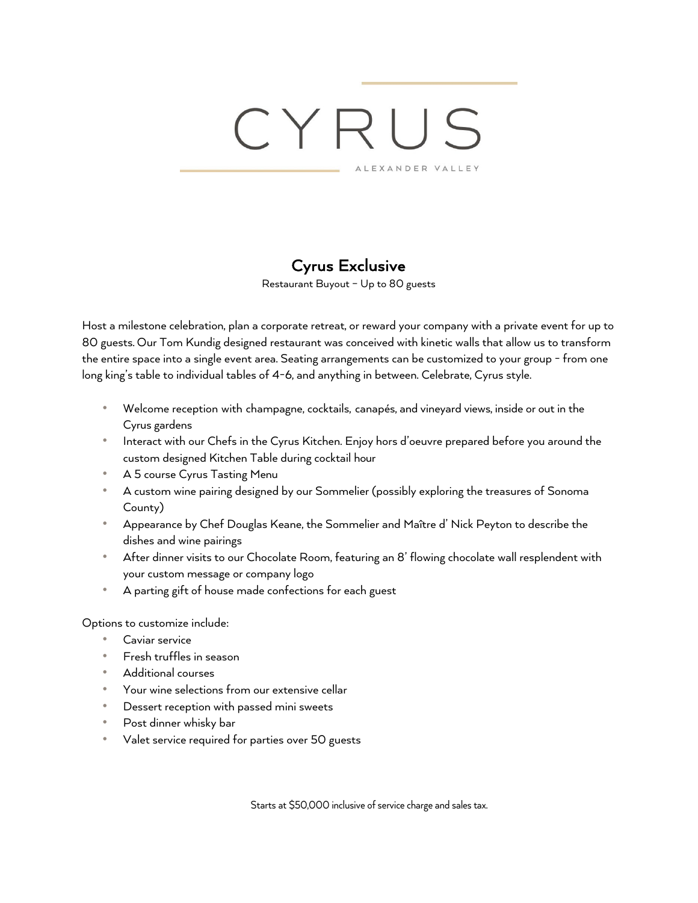# CYRUS

ALEXANDER VALLEY

## Cyrus Exclusive

Restaurant Buyout – Up to 80 guests

Host a milestone celebration, plan a corporate retreat, or reward your company with a private event for up to 80 guests. Our Tom Kundig designed restaurant was conceived with kinetic walls that allow us to transform the entire space into a single event area. Seating arrangements can be customized to your group - from one long king's table to individual tables of 4-6, and anything in between. Celebrate, Cyrus style.

- Welcome reception with champagne, cocktails, canapés, and vineyard views, inside or out in the Cyrus gardens
- Interact with our Chefs in the Cyrus Kitchen. Enjoy hors d'oeuvre prepared before you around the custom designed Kitchen Table during cocktail hour
- A 5 course Cyrus Tasting Menu
- A custom wine pairing designed by our Sommelier (possibly exploring the treasures of Sonoma County)
- Appearance by Chef Douglas Keane, the Sommelier and Maître d' Nick Peyton to describe the dishes and wine pairings
- After dinner visits to our Chocolate Room, featuring an 8' flowing chocolate wall resplendent with your custom message or company logo
- A parting gift of house made confections for each guest

Options to customize include:

- Caviar service
- Fresh truffles in season
- Additional courses
- Your wine selections from our extensive cellar
- Dessert reception with passed mini sweets
- Post dinner whisky bar
- Valet service required for parties over 50 guests

Starts at $50,000 inclusive of service charge and sales tax.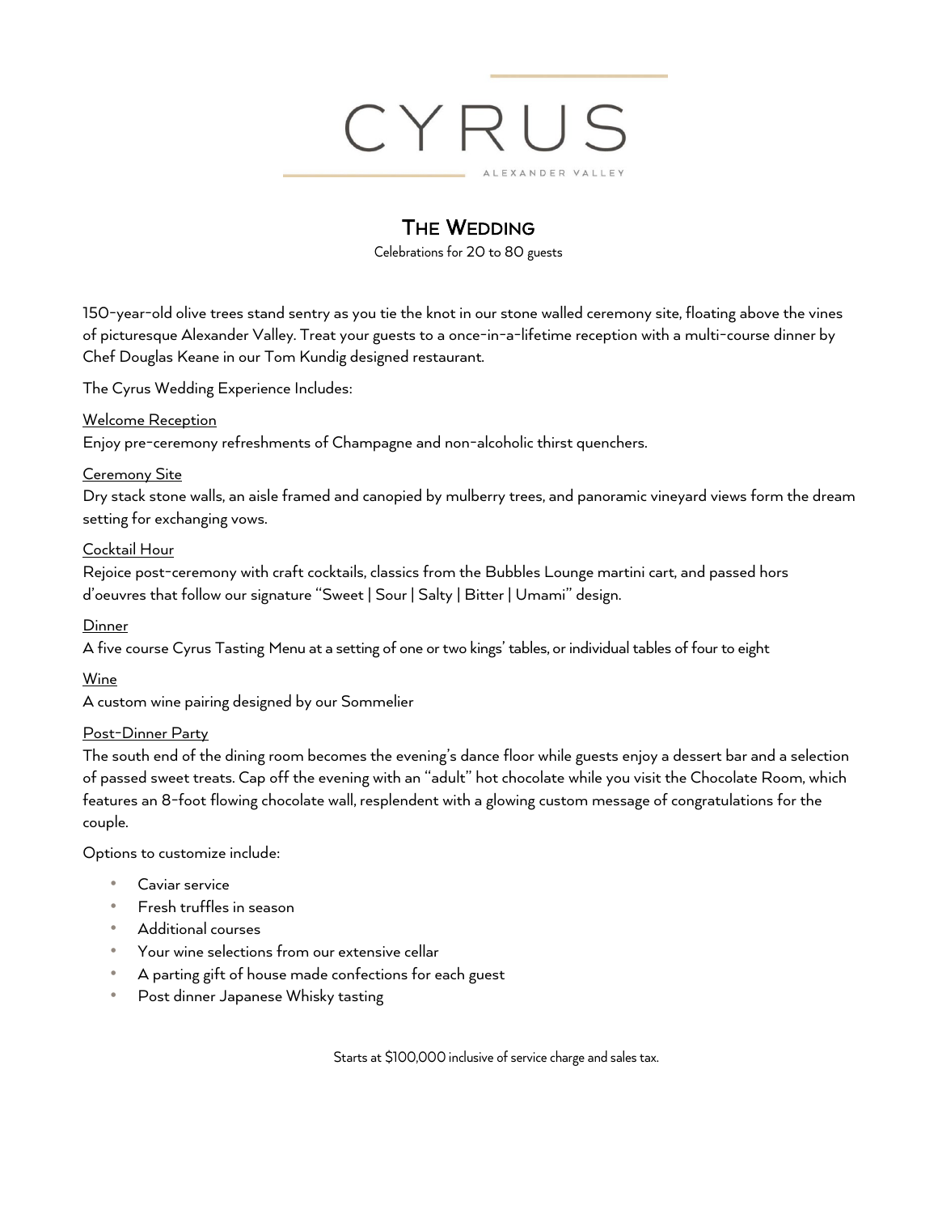# CYRUS

ALEXANDER VALLEY

## The Wedding

Celebrations for 20 to 80 guests

150-year-old olive trees stand sentry as you tie the knot in our stone walled ceremony site, floating above the vines of picturesque Alexander Valley. Treat your guests to a once-in-a-lifetime reception with a multi-course dinner by Chef Douglas Keane in our Tom Kundig designed restaurant.

The Cyrus Wedding Experience Includes:

<u>Welcome Reception</u>
Enjoy pre-ceremony refreshments of Champagne and non-alcoholic thirst quenchers.

<u>Ceremony Site</u>
Dry stack stone walls, an aisle framed and canopied by mulberry trees, and panoramic vineyard views form the dream setting for exchanging vows.

<u>Cocktail Hour</u>
Rejoice post-ceremony with craft cocktails, classics from the Bubbles Lounge martini cart, and passed hors d'oeuvres that follow our signature "Sweet | Sour | Salty | Bitter | Umami" design.

<u>Dinner</u>
A five course Cyrus Tasting Menu at a setting of one or two kings' tables, or individual tables of four to eight

<u>Wine</u>
A custom wine pairing designed by our Sommelier

<u>Post-Dinner Party</u>
The south end of the dining room becomes the evening's dance floor while guests enjoy a dessert bar and a selection of passed sweet treats. Cap off the evening with an "adult" hot chocolate while you visit the Chocolate Room, which features an 8-foot flowing chocolate wall, resplendent with a glowing custom message of congratulations for the couple.

Options to customize include:

- Caviar service
- Fresh truffles in season
- Additional courses
- Your wine selections from our extensive cellar
- A parting gift of house made confections for each guest
- Post dinner Japanese Whisky tasting

Starts at $100,000 inclusive of service charge and sales tax.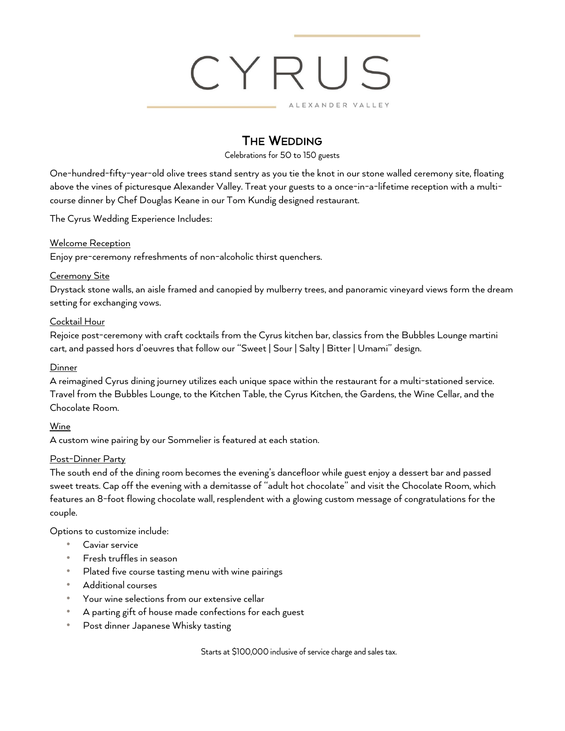# CYRUS

ALEXANDER VALLEY

## The Wedding

Celebrations for 50 to 150 guests

One-hundred-fifty-year-old olive trees stand sentry as you tie the knot in our stone walled ceremony site, floating above the vines of picturesque Alexander Valley. Treat your guests to a once-in-a-lifetime reception with a multi-course dinner by Chef Douglas Keane in our Tom Kundig designed restaurant.

The Cyrus Wedding Experience Includes:

<u>Welcome Reception</u>
Enjoy pre-ceremony refreshments of non-alcoholic thirst quenchers.

<u>Ceremony Site</u>
Drystack stone walls, an aisle framed and canopied by mulberry trees, and panoramic vineyard views form the dream setting for exchanging vows.

<u>Cocktail Hour</u>
Rejoice post-ceremony with craft cocktails from the Cyrus kitchen bar, classics from the Bubbles Lounge martini cart, and passed hors d'oeuvres that follow our "Sweet | Sour | Salty | Bitter | Umami" design.

<u>Dinner</u>
A reimagined Cyrus dining journey utilizes each unique space within the restaurant for a multi-stationed service. Travel from the Bubbles Lounge, to the Kitchen Table, the Cyrus Kitchen, the Gardens, the Wine Cellar, and the Chocolate Room.

<u>Wine</u>
A custom wine pairing by our Sommelier is featured at each station.

<u>Post-Dinner Party</u>
The south end of the dining room becomes the evening's dancefloor while guest enjoy a dessert bar and passed sweet treats. Cap off the evening with a demitasse of "adult hot chocolate" and visit the Chocolate Room, which features an 8-foot flowing chocolate wall, resplendent with a glowing custom message of congratulations for the couple.

Options to customize include:

- Caviar service
- Fresh truffles in season
- Plated five course tasting menu with wine pairings
- Additional courses
- Your wine selections from our extensive cellar
- A parting gift of house made confections for each guest
- Post dinner Japanese Whisky tasting

Starts at $100,000 inclusive of service charge and sales tax.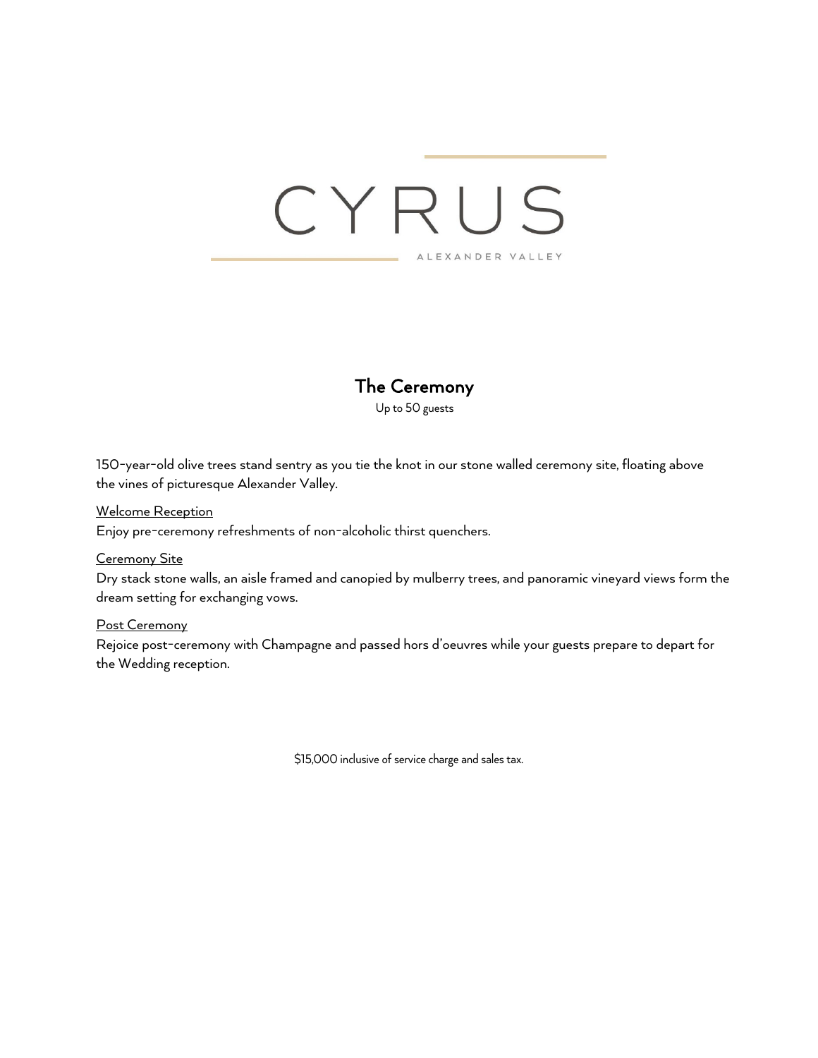# CYRUS

ALEXANDER VALLEY

## The Ceremony

Up to 50 guests

150-year-old olive trees stand sentry as you tie the knot in our stone walled ceremony site, floating above the vines of picturesque Alexander Valley.

<u>Welcome Reception</u>
Enjoy pre-ceremony refreshments of non-alcoholic thirst quenchers.

<u>Ceremony Site</u>
Dry stack stone walls, an aisle framed and canopied by mulberry trees, and panoramic vineyard views form the dream setting for exchanging vows.

<u>Post Ceremony</u>
Rejoice post-ceremony with Champagne and passed hors d'oeuvres while your guests prepare to depart for the Wedding reception.

$15,000 inclusive of service charge and sales tax.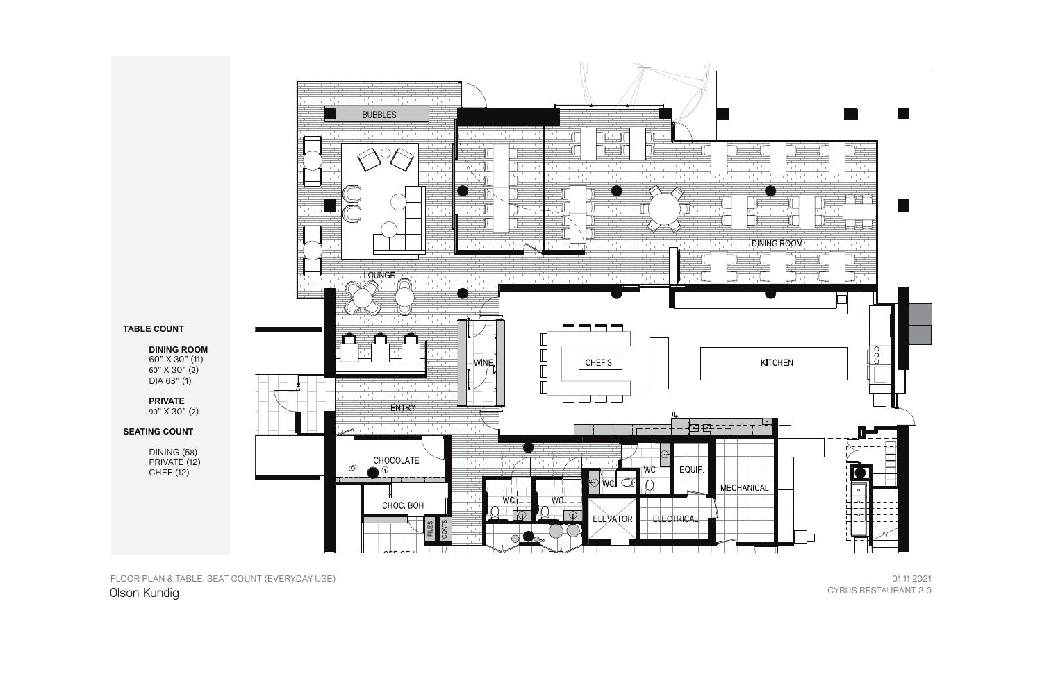**TABLE COUNT**

**DINING ROOM**
60" X 30" (11)
60" X 30" (2)
DIA 63" (1)

**PRIVATE**
90" X 30" (2)

**SEATING COUNT**

DINING (58)
PRIVATE (12)
CHEF (12)

BUBBLES

LOUNGE

DINING ROOM

WINE

CHEF'S

KITCHEN

ENTRY

CHOCOLATE

CHOC. BOH

FILES

COATS

WC

WC

WC

WC

ELEVATOR

EQUIP.

ELECTRICAL

MECHANICAL

OFFICE

FLOOR PLAN & TABLE, SEAT COUNT (EVERYDAY USE)

Olson Kundig

01 11 2021
CYRUS RESTAURANT 2.0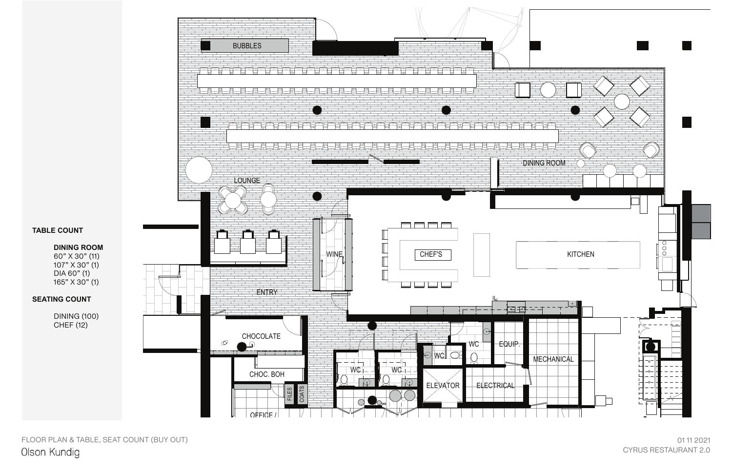**TABLE COUNT**

**DINING ROOM**
60" X 30" (11)
107" X 30" (1)
DIA 60" (1)
165" X 30" (1)

**SEATING COUNT**

DINING (100)
CHEF (12)

BUBBLES

LOUNGE

DINING ROOM

WINE

CHEF'S

KITCHEN

ENTRY

CHOCOLATE

CHOC. BOH

FILES

COATS

OFFICE /

WC

WC

WC

WC

EQUIP.

MECHANICAL

ELEVATOR

ELECTRICAL

FLOOR PLAN & TABLE, SEAT COUNT (BUY OUT)

Olson Kundig

01 11 2021

CYRUS RESTAURANT 2.0